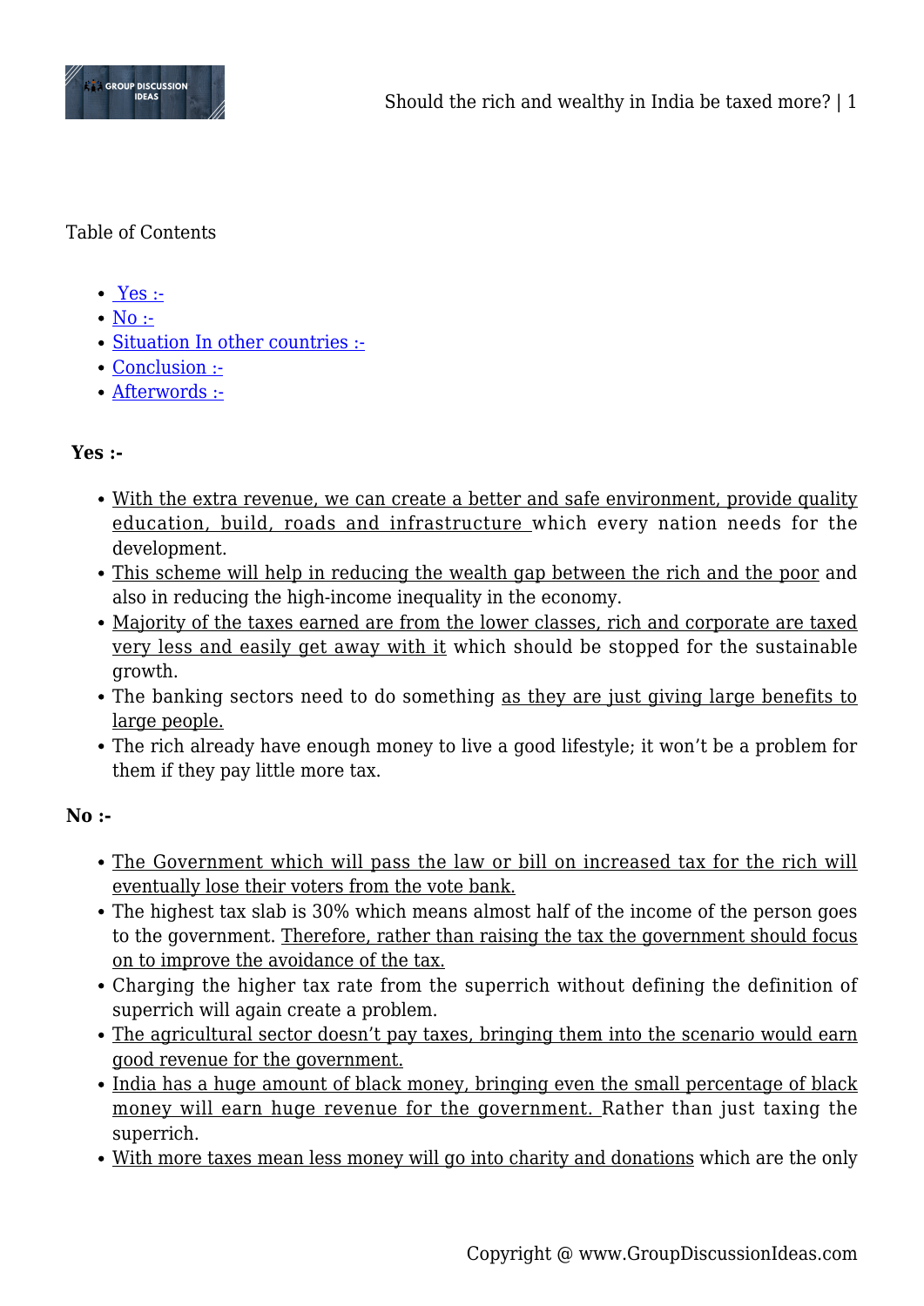Table of Contents

- [Yes :-](#)
- [No :-](#)
- [Situation In other countries :-](#)
- [Conclusion :-](#)
- [Afterwords :-](#)

**Yes :-**

- With the extra revenue, we can create a better and safe environment, provide quality education, build, roads and infrastructure which every nation needs for the development.
- This scheme will help in reducing the wealth gap between the rich and the poor and also in reducing the high-income inequality in the economy.
- Majority of the taxes earned are from the lower classes, rich and corporate are taxed very less and easily get away with it which should be stopped for the sustainable growth.
- The banking sectors need to do something as they are just giving large benefits to large people.
- The rich already have enough money to live a good lifestyle; it won't be a problem for them if they pay little more tax.

**No :-**

- The Government which will pass the law or bill on increased tax for the rich will eventually lose their voters from the vote bank.
- The highest tax slab is 30% which means almost half of the income of the person goes to the government. Therefore, rather than raising the tax the government should focus on to improve the avoidance of the tax.
- Charging the higher tax rate from the superrich without defining the definition of superrich will again create a problem.
- The agricultural sector doesn't pay taxes, bringing them into the scenario would earn good revenue for the government.
- India has a huge amount of black money, bringing even the small percentage of black money will earn huge revenue for the government. Rather than just taxing the superrich.
- With more taxes mean less money will go into charity and donations which are the only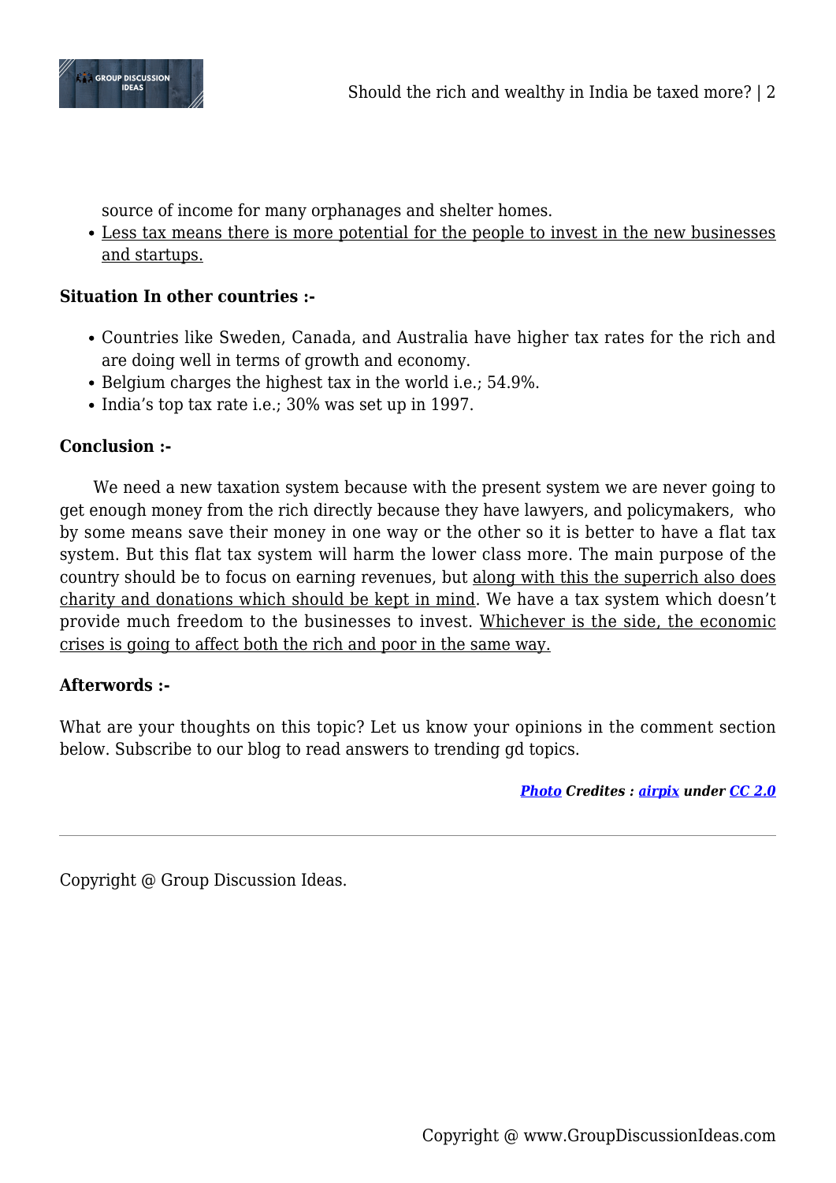source of income for many orphanages and shelter homes.
- Less tax means there is more potential for the people to invest in the new businesses and startups.

**Situation In other countries :-**

- Countries like Sweden, Canada, and Australia have higher tax rates for the rich and are doing well in terms of growth and economy.
- Belgium charges the highest tax in the world i.e.; 54.9%.
- India's top tax rate i.e.; 30% was set up in 1997.

**Conclusion :-**

We need a new taxation system because with the present system we are never going to get enough money from the rich directly because they have lawyers, and policymakers, who by some means save their money in one way or the other so it is better to have a flat tax system. But this flat tax system will harm the lower class more. The main purpose of the country should be to focus on earning revenues, but along with this the superrich also does charity and donations which should be kept in mind. We have a tax system which doesn't provide much freedom to the businesses to invest. Whichever is the side, the economic crises is going to affect both the rich and poor in the same way.

**Afterwords :-**

What are your thoughts on this topic? Let us know your opinions in the comment section below. Subscribe to our blog to read answers to trending gd topics.

***Photo* Credites : *airpix* under *CC 2.0***

---

Copyright @ Group Discussion Ideas.